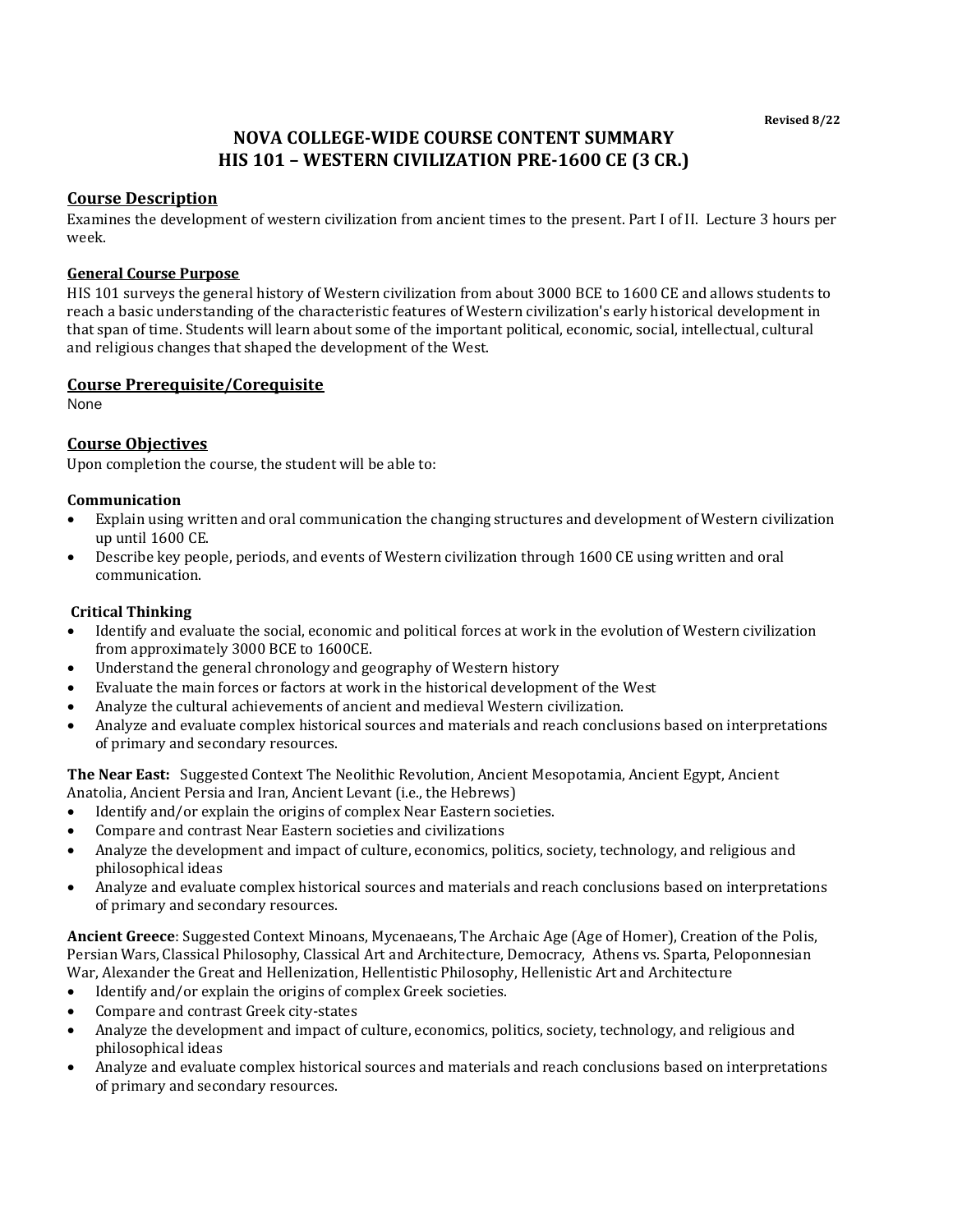Revised 8/22

# NOVA COLLEGE-WIDE COURSE CONTENT SUMMARY
# HIS 101 – WESTERN CIVILIZATION PRE-1600 CE (3 CR.)

## Course Description

Examines the development of western civilization from ancient times to the present. Part I of II. Lecture 3 hours per week.

### General Course Purpose

HIS 101 surveys the general history of Western civilization from about 3000 BCE to 1600 CE and allows students to reach a basic understanding of the characteristic features of Western civilization's early historical development in that span of time. Students will learn about some of the important political, economic, social, intellectual, cultural and religious changes that shaped the development of the West.

## Course Prerequisite/Corequisite

None

## Course Objectives

Upon completion the course, the student will be able to:

**Communication**

- Explain using written and oral communication the changing structures and development of Western civilization up until 1600 CE.
- Describe key people, periods, and events of Western civilization through 1600 CE using written and oral communication.

**Critical Thinking**

- Identify and evaluate the social, economic and political forces at work in the evolution of Western civilization from approximately 3000 BCE to 1600CE.
- Understand the general chronology and geography of Western history
- Evaluate the main forces or factors at work in the historical development of the West
- Analyze the cultural achievements of ancient and medieval Western civilization.
- Analyze and evaluate complex historical sources and materials and reach conclusions based on interpretations of primary and secondary resources.

**The Near East:** Suggested Context The Neolithic Revolution, Ancient Mesopotamia, Ancient Egypt, Ancient Anatolia, Ancient Persia and Iran, Ancient Levant (i.e., the Hebrews)

- Identify and/or explain the origins of complex Near Eastern societies.
- Compare and contrast Near Eastern societies and civilizations
- Analyze the development and impact of culture, economics, politics, society, technology, and religious and philosophical ideas
- Analyze and evaluate complex historical sources and materials and reach conclusions based on interpretations of primary and secondary resources.

**Ancient Greece**: Suggested Context Minoans, Mycenaeans, The Archaic Age (Age of Homer), Creation of the Polis, Persian Wars, Classical Philosophy, Classical Art and Architecture, Democracy, Athens vs. Sparta, Peloponnesian War, Alexander the Great and Hellenization, Hellentistic Philosophy, Hellenistic Art and Architecture

- Identify and/or explain the origins of complex Greek societies.
- Compare and contrast Greek city-states
- Analyze the development and impact of culture, economics, politics, society, technology, and religious and philosophical ideas
- Analyze and evaluate complex historical sources and materials and reach conclusions based on interpretations of primary and secondary resources.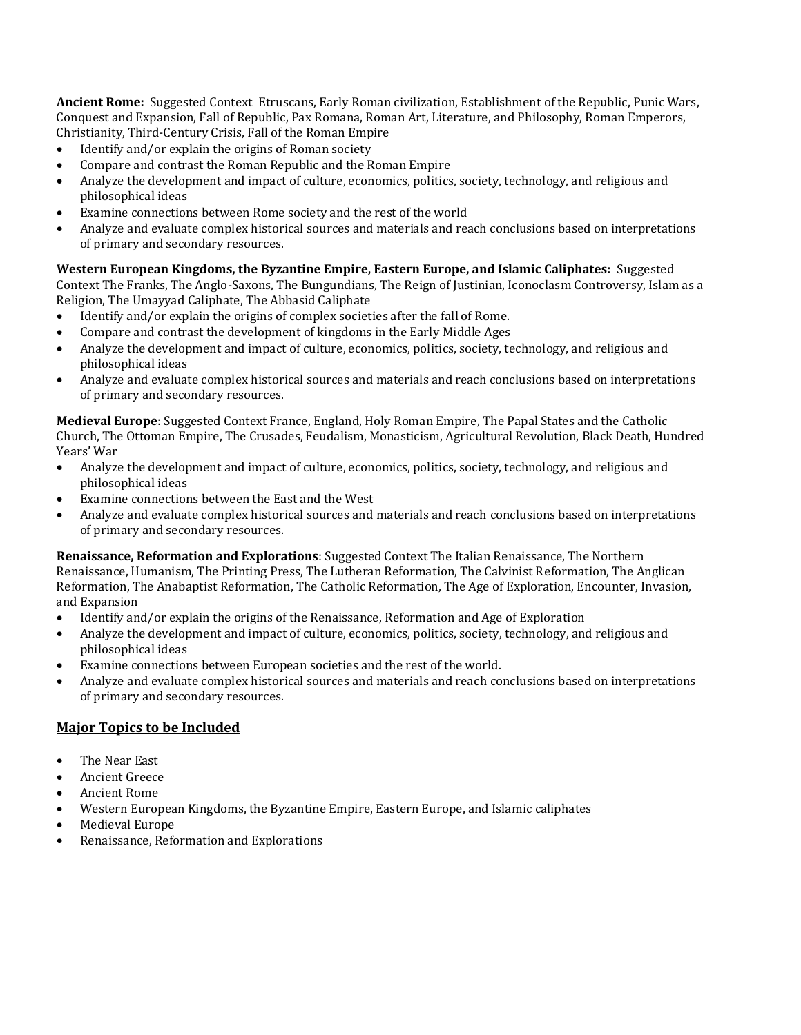**Ancient Rome:** Suggested Context Etruscans, Early Roman civilization, Establishment of the Republic, Punic Wars, Conquest and Expansion, Fall of Republic, Pax Romana, Roman Art, Literature, and Philosophy, Roman Emperors, Christianity, Third-Century Crisis, Fall of the Roman Empire

- Identify and/or explain the origins of Roman society
- Compare and contrast the Roman Republic and the Roman Empire
- Analyze the development and impact of culture, economics, politics, society, technology, and religious and philosophical ideas
- Examine connections between Rome society and the rest of the world
- Analyze and evaluate complex historical sources and materials and reach conclusions based on interpretations of primary and secondary resources.

**Western European Kingdoms, the Byzantine Empire, Eastern Europe, and Islamic Caliphates:** Suggested Context The Franks, The Anglo-Saxons, The Bungundians, The Reign of Justinian, Iconoclasm Controversy, Islam as a Religion, The Umayyad Caliphate, The Abbasid Caliphate

- Identify and/or explain the origins of complex societies after the fall of Rome.
- Compare and contrast the development of kingdoms in the Early Middle Ages
- Analyze the development and impact of culture, economics, politics, society, technology, and religious and philosophical ideas
- Analyze and evaluate complex historical sources and materials and reach conclusions based on interpretations of primary and secondary resources.

**Medieval Europe**: Suggested Context France, England, Holy Roman Empire, The Papal States and the Catholic Church, The Ottoman Empire, The Crusades, Feudalism, Monasticism, Agricultural Revolution, Black Death, Hundred Years' War

- Analyze the development and impact of culture, economics, politics, society, technology, and religious and philosophical ideas
- Examine connections between the East and the West
- Analyze and evaluate complex historical sources and materials and reach conclusions based on interpretations of primary and secondary resources.

**Renaissance, Reformation and Explorations**: Suggested Context The Italian Renaissance, The Northern Renaissance, Humanism, The Printing Press, The Lutheran Reformation, The Calvinist Reformation, The Anglican Reformation, The Anabaptist Reformation, The Catholic Reformation, The Age of Exploration, Encounter, Invasion, and Expansion

- Identify and/or explain the origins of the Renaissance, Reformation and Age of Exploration
- Analyze the development and impact of culture, economics, politics, society, technology, and religious and philosophical ideas
- Examine connections between European societies and the rest of the world.
- Analyze and evaluate complex historical sources and materials and reach conclusions based on interpretations of primary and secondary resources.

## Major Topics to be Included

- The Near East
- Ancient Greece
- Ancient Rome
- Western European Kingdoms, the Byzantine Empire, Eastern Europe, and Islamic caliphates
- Medieval Europe
- Renaissance, Reformation and Explorations